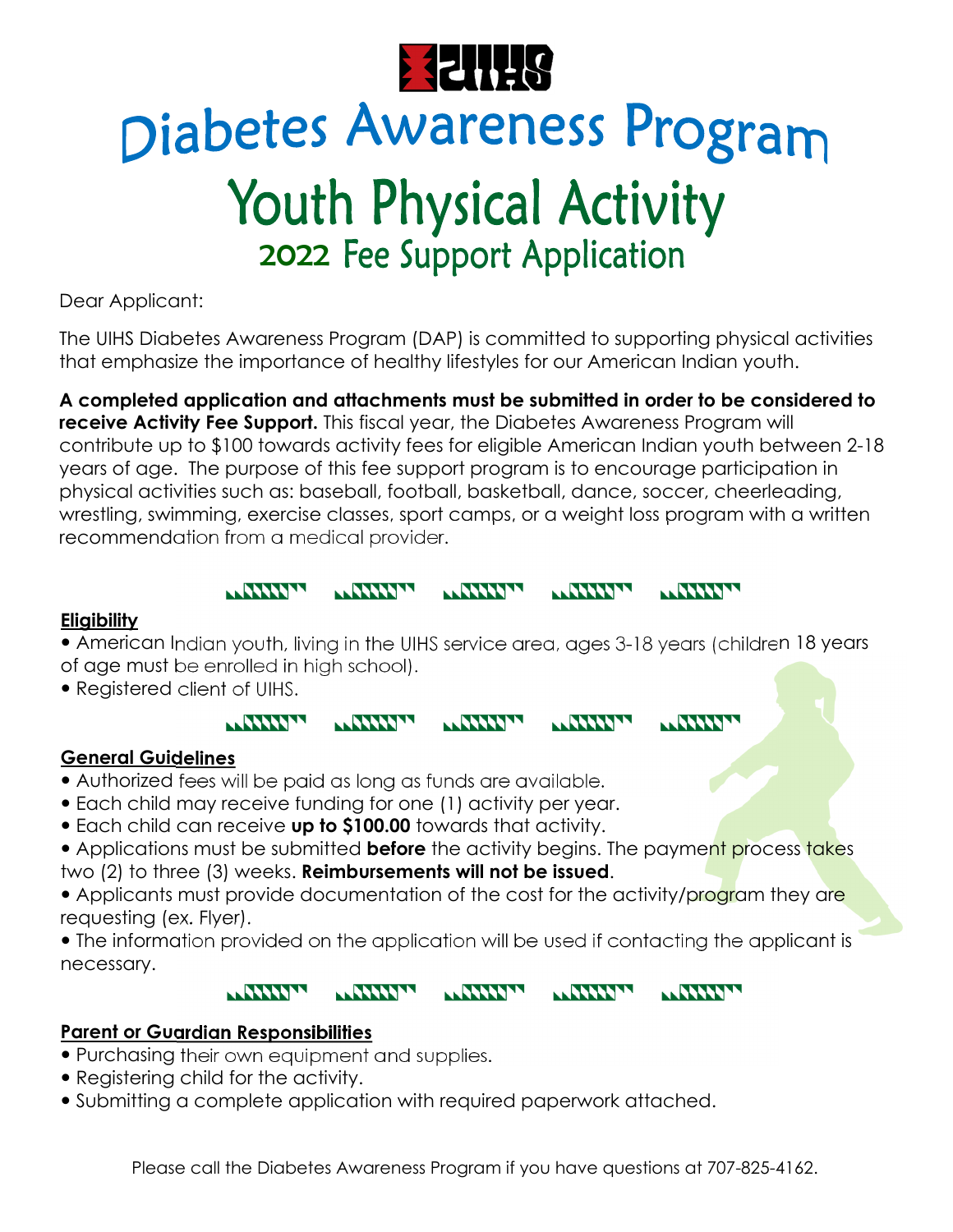# Diabetes Awareness Program

## Youth Physical Activity

### 2022 Fee Support Application

Dear Applicant:

The UIHS Diabetes Awareness Program (DAP) is committed to supporting physical activities that emphasize the importance of healthy lifestyles for our American Indian youth.

**A completed application and attachments must be submitted in order to be considered to receive Activity Fee Support.** This fiscal year, the Diabetes Awareness Program will contribute up to $100 towards activity fees for eligible American Indian youth between 2-18 years of age. The purpose of this fee support program is to encourage participation in physical activities such as: baseball, football, basketball, dance, soccer, cheerleading, wrestling, swimming, exercise classes, sport camps, or a weight loss program with a written recommendation from a medical provider.

**Eligibility**

- American Indian youth, living in the UIHS service area, ages 3-18 years (children 18 years of age must be enrolled in high school).
- Registered client of UIHS.

**General Guidelines**

- Authorized fees will be paid as long as funds are available.
- Each child may receive funding for one (1) activity per year.
- Each child can receive **up to $100.00** towards that activity.
- Applications must be submitted **before** the activity begins. The payment process takes two (2) to three (3) weeks. **Reimbursements will not be issued**.
- Applicants must provide documentation of the cost for the activity/program they are requesting (ex. Flyer).
- The information provided on the application will be used if contacting the applicant is necessary.

**Parent or Guardian Responsibilities**

- Purchasing their own equipment and supplies.
- Registering child for the activity.
- Submitting a complete application with required paperwork attached.

Please call the Diabetes Awareness Program if you have questions at 707-825-4162.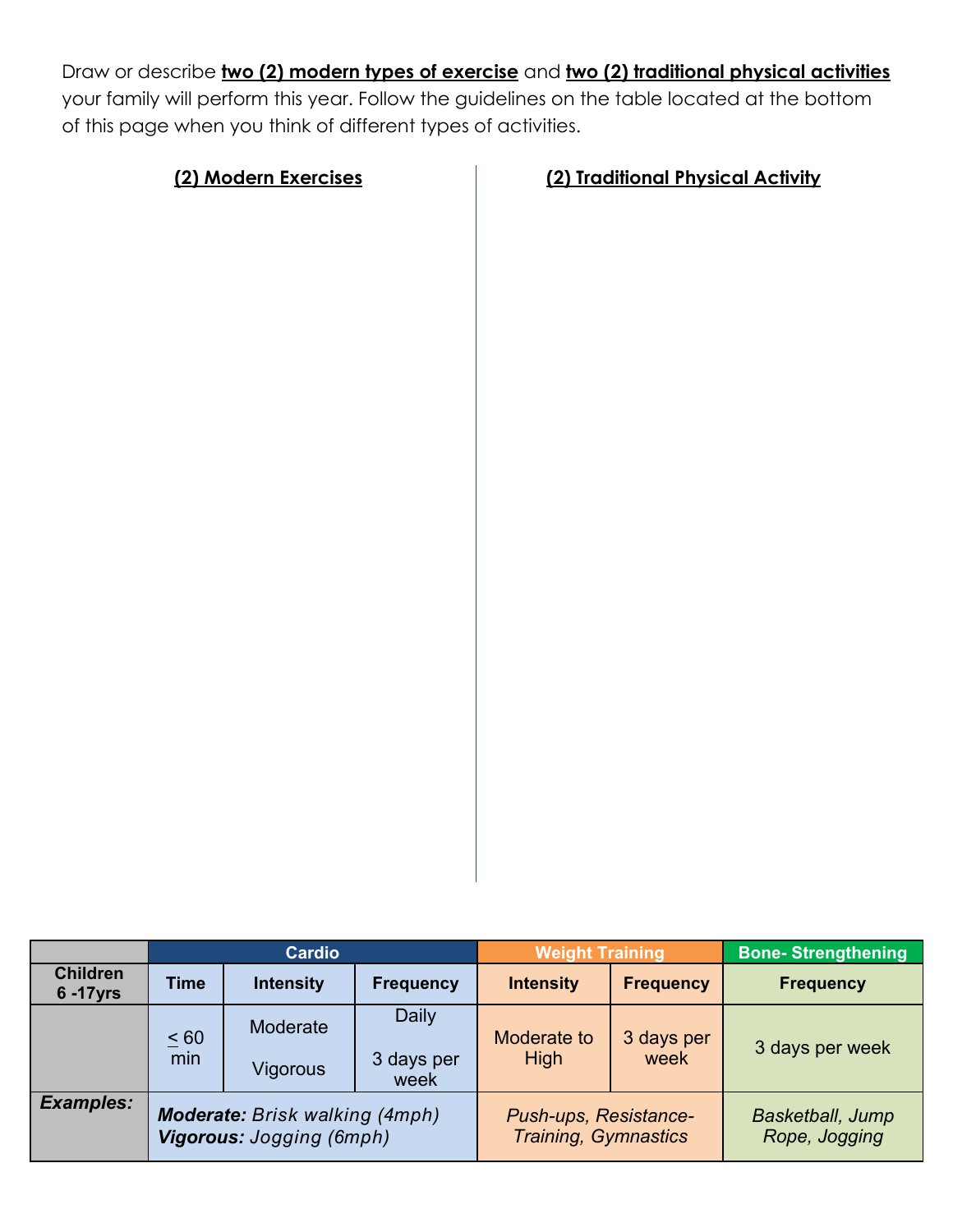Draw or describe **two (2) modern types of exercise** and **two (2) traditional physical activities** your family will perform this year. Follow the guidelines on the table located at the bottom of this page when you think of different types of activities.

**(2) Modern Exercises**

**(2) Traditional Physical Activity**

| | Cardio | | | Weight Training | | Bone- Strengthening |
|---|---|---|---|---|---|---|
| **Children 6 -17yrs** | **Time** | **Intensity** | **Frequency** | **Intensity** | **Frequency** | **Frequency** |
| | ≤ 60 min | Moderate<br>Vigorous | Daily<br>3 days per week | Moderate to High | 3 days per week | 3 days per week |
| ***Examples:*** | ***Moderate:*** *Brisk walking (4mph)*<br>***Vigorous:*** *Jogging (6mph)* | | | *Push-ups, Resistance-Training, Gymnastics* | | *Basketball, Jump Rope, Jogging* |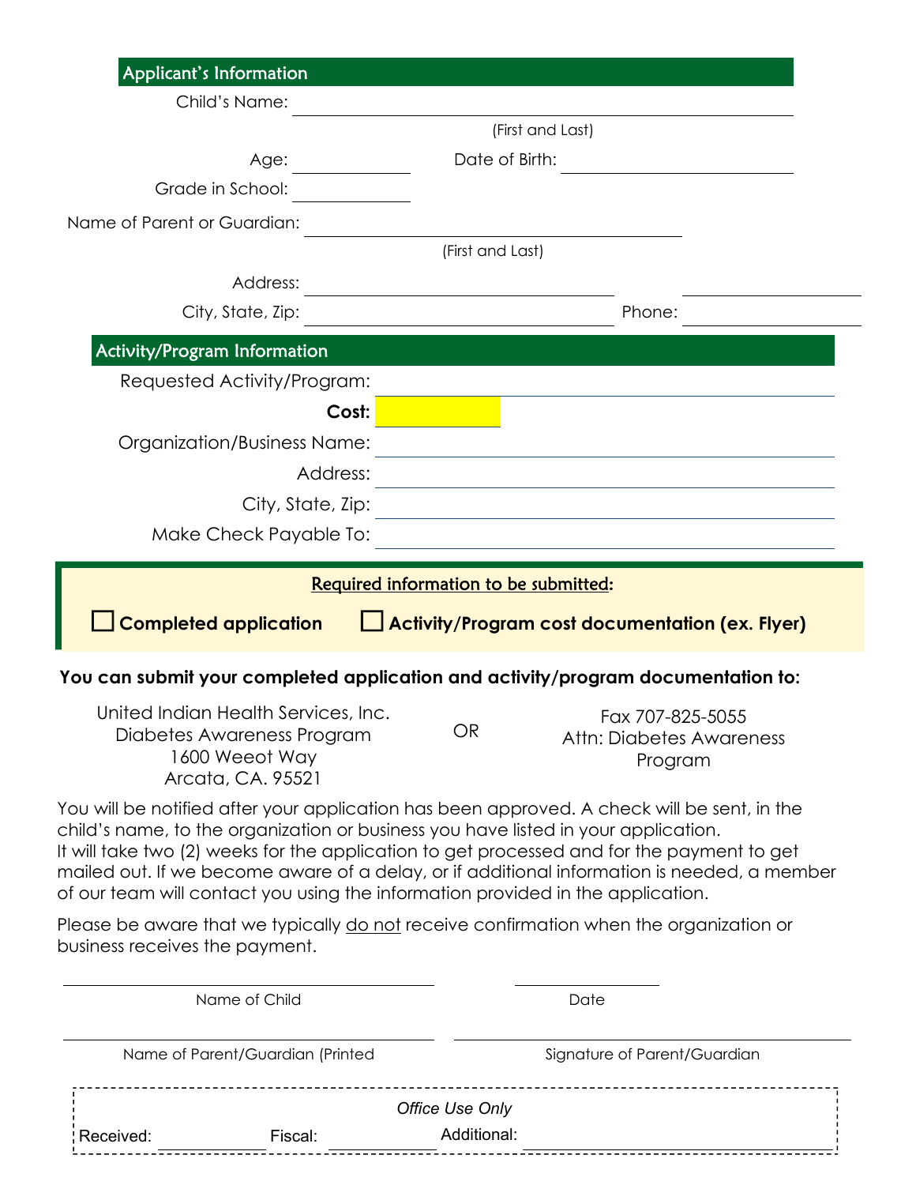## Applicant's Information

Child's Name: ______________________________
(First and Last)

Age: __________ Date of Birth: ______________________

Grade in School: __________

Name of Parent or Guardian: ______________________________
(First and Last)

Address: ______________________________ ______________

City, State, Zip: ______________________________ Phone: ______________

## Activity/Program Information

Requested Activity/Program: ______________________________

**Cost:** __________

Organization/Business Name: ______________________________

Address: ______________________________

City, State, Zip: ______________________________

Make Check Payable To: ______________________________

<u>Required information to be submitted</u>:

☐ **Completed application** ☐ **Activity/Program cost documentation (ex. Flyer)**

**You can submit your completed application and activity/program documentation to:**

United Indian Health Services, Inc.
Diabetes Awareness Program
1600 Weeot Way
Arcata, CA. 95521

OR

Fax 707-825-5055
Attn: Diabetes Awareness Program

You will be notified after your application has been approved. A check will be sent, in the child's name, to the organization or business you have listed in your application.
It will take two (2) weeks for the application to get processed and for the payment to get mailed out. If we become aware of a delay, or if additional information is needed, a member of our team will contact you using the information provided in the application.

Please be aware that we typically <u>do not</u> receive confirmation when the organization or business receives the payment.

______________________________ ______________
Name of Child Date

______________________________ ______________________________
Name of Parent/Guardian (Printed Signature of Parent/Guardian

*Office Use Only*

Received: __________ Fiscal: __________ Additional: ______________________